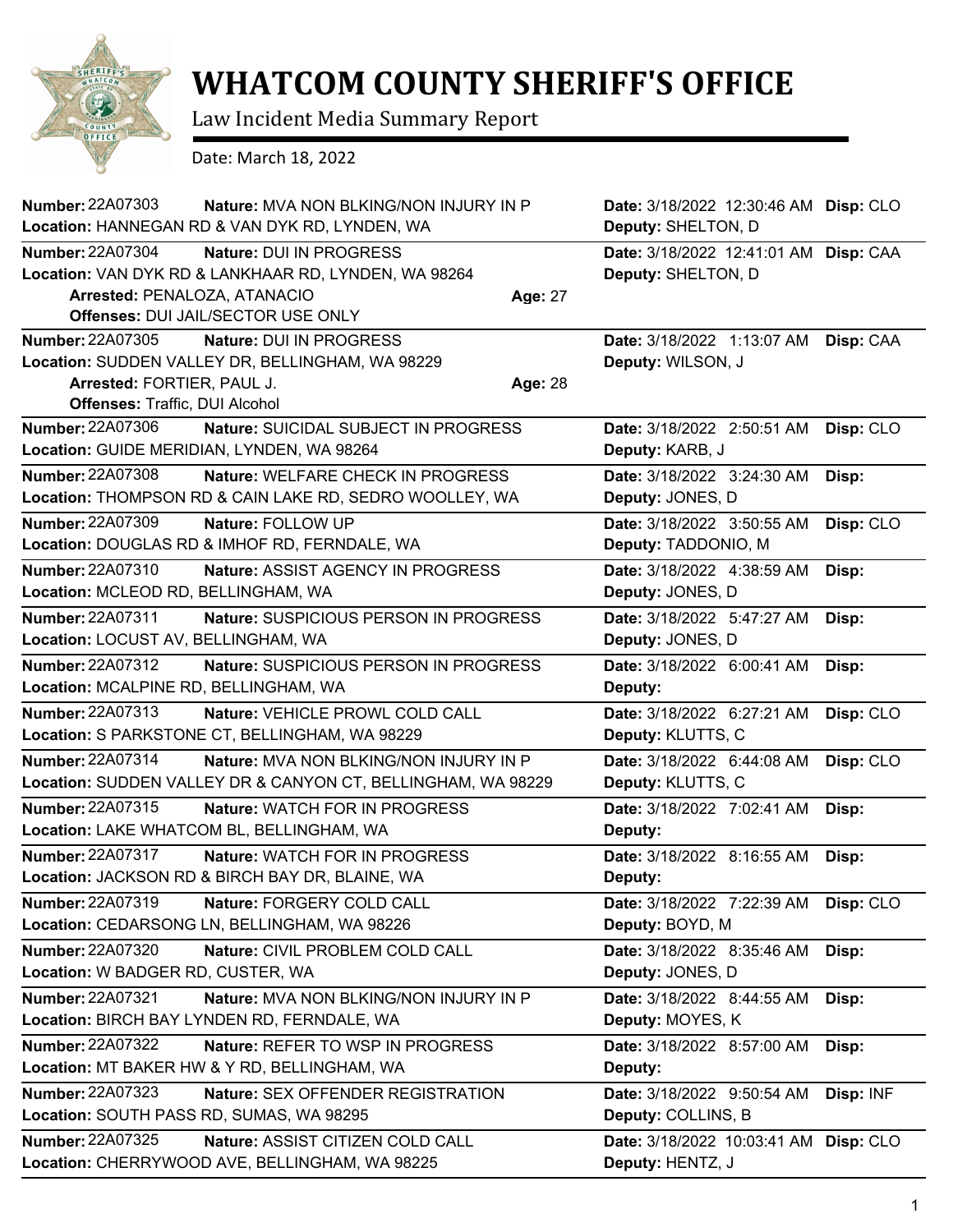# WHATCOM COUNTY SHERIFF'S OFFICE

Law Incident Media Summary Report

Date: March 18, 2022

**Number:** 22A07303 **Nature:** MVA NON BLKING/NON INJURY IN P **Date:** 3/18/2022 12:30:46 AM **Disp:** CLO
**Location:** HANNEGAN RD & VAN DYK RD, LYNDEN, WA **Deputy:** SHELTON, D

---

**Number:** 22A07304 **Nature:** DUI IN PROGRESS **Date:** 3/18/2022 12:41:01 AM **Disp:** CAA
**Location:** VAN DYK RD & LANKHAAR RD, LYNDEN, WA 98264 **Deputy:** SHELTON, D
**Arrested:** PENALOZA, ATANACIO **Age:** 27
**Offenses:** DUI JAIL/SECTOR USE ONLY

---

**Number:** 22A07305 **Nature:** DUI IN PROGRESS **Date:** 3/18/2022 1:13:07 AM **Disp:** CAA
**Location:** SUDDEN VALLEY DR, BELLINGHAM, WA 98229 **Deputy:** WILSON, J
**Arrested:** FORTIER, PAUL J. **Age:** 28
**Offenses:** Traffic, DUI Alcohol

---

**Number:** 22A07306 **Nature:** SUICIDAL SUBJECT IN PROGRESS **Date:** 3/18/2022 2:50:51 AM **Disp:** CLO
**Location:** GUIDE MERIDIAN, LYNDEN, WA 98264 **Deputy:** KARB, J

---

**Number:** 22A07308 **Nature:** WELFARE CHECK IN PROGRESS **Date:** 3/18/2022 3:24:30 AM **Disp:**
**Location:** THOMPSON RD & CAIN LAKE RD, SEDRO WOOLLEY, WA **Deputy:** JONES, D

---

**Number:** 22A07309 **Nature:** FOLLOW UP **Date:** 3/18/2022 3:50:55 AM **Disp:** CLO
**Location:** DOUGLAS RD & IMHOF RD, FERNDALE, WA **Deputy:** TADDONIO, M

---

**Number:** 22A07310 **Nature:** ASSIST AGENCY IN PROGRESS **Date:** 3/18/2022 4:38:59 AM **Disp:**
**Location:** MCLEOD RD, BELLINGHAM, WA **Deputy:** JONES, D

---

**Number:** 22A07311 **Nature:** SUSPICIOUS PERSON IN PROGRESS **Date:** 3/18/2022 5:47:27 AM **Disp:**
**Location:** LOCUST AV, BELLINGHAM, WA **Deputy:** JONES, D

---

**Number:** 22A07312 **Nature:** SUSPICIOUS PERSON IN PROGRESS **Date:** 3/18/2022 6:00:41 AM **Disp:**
**Location:** MCALPINE RD, BELLINGHAM, WA **Deputy:**

---

**Number:** 22A07313 **Nature:** VEHICLE PROWL COLD CALL **Date:** 3/18/2022 6:27:21 AM **Disp:** CLO
**Location:** S PARKSTONE CT, BELLINGHAM, WA 98229 **Deputy:** KLUTTS, C

---

**Number:** 22A07314 **Nature:** MVA NON BLKING/NON INJURY IN P **Date:** 3/18/2022 6:44:08 AM **Disp:** CLO
**Location:** SUDDEN VALLEY DR & CANYON CT, BELLINGHAM, WA 98229 **Deputy:** KLUTTS, C

---

**Number:** 22A07315 **Nature:** WATCH FOR IN PROGRESS **Date:** 3/18/2022 7:02:41 AM **Disp:**
**Location:** LAKE WHATCOM BL, BELLINGHAM, WA **Deputy:**

---

**Number:** 22A07317 **Nature:** WATCH FOR IN PROGRESS **Date:** 3/18/2022 8:16:55 AM **Disp:**
**Location:** JACKSON RD & BIRCH BAY DR, BLAINE, WA **Deputy:**

---

**Number:** 22A07319 **Nature:** FORGERY COLD CALL **Date:** 3/18/2022 7:22:39 AM **Disp:** CLO
**Location:** CEDARSONG LN, BELLINGHAM, WA 98226 **Deputy:** BOYD, M

---

**Number:** 22A07320 **Nature:** CIVIL PROBLEM COLD CALL **Date:** 3/18/2022 8:35:46 AM **Disp:**
**Location:** W BADGER RD, CUSTER, WA **Deputy:** JONES, D

---

**Number:** 22A07321 **Nature:** MVA NON BLKING/NON INJURY IN P **Date:** 3/18/2022 8:44:55 AM **Disp:**
**Location:** BIRCH BAY LYNDEN RD, FERNDALE, WA **Deputy:** MOYES, K

---

**Number:** 22A07322 **Nature:** REFER TO WSP IN PROGRESS **Date:** 3/18/2022 8:57:00 AM **Disp:**
**Location:** MT BAKER HW & Y RD, BELLINGHAM, WA **Deputy:**

---

**Number:** 22A07323 **Nature:** SEX OFFENDER REGISTRATION **Date:** 3/18/2022 9:50:54 AM **Disp:** INF
**Location:** SOUTH PASS RD, SUMAS, WA 98295 **Deputy:** COLLINS, B

---

**Number:** 22A07325 **Nature:** ASSIST CITIZEN COLD CALL **Date:** 3/18/2022 10:03:41 AM **Disp:** CLO
**Location:** CHERRYWOOD AVE, BELLINGHAM, WA 98225 **Deputy:** HENTZ, J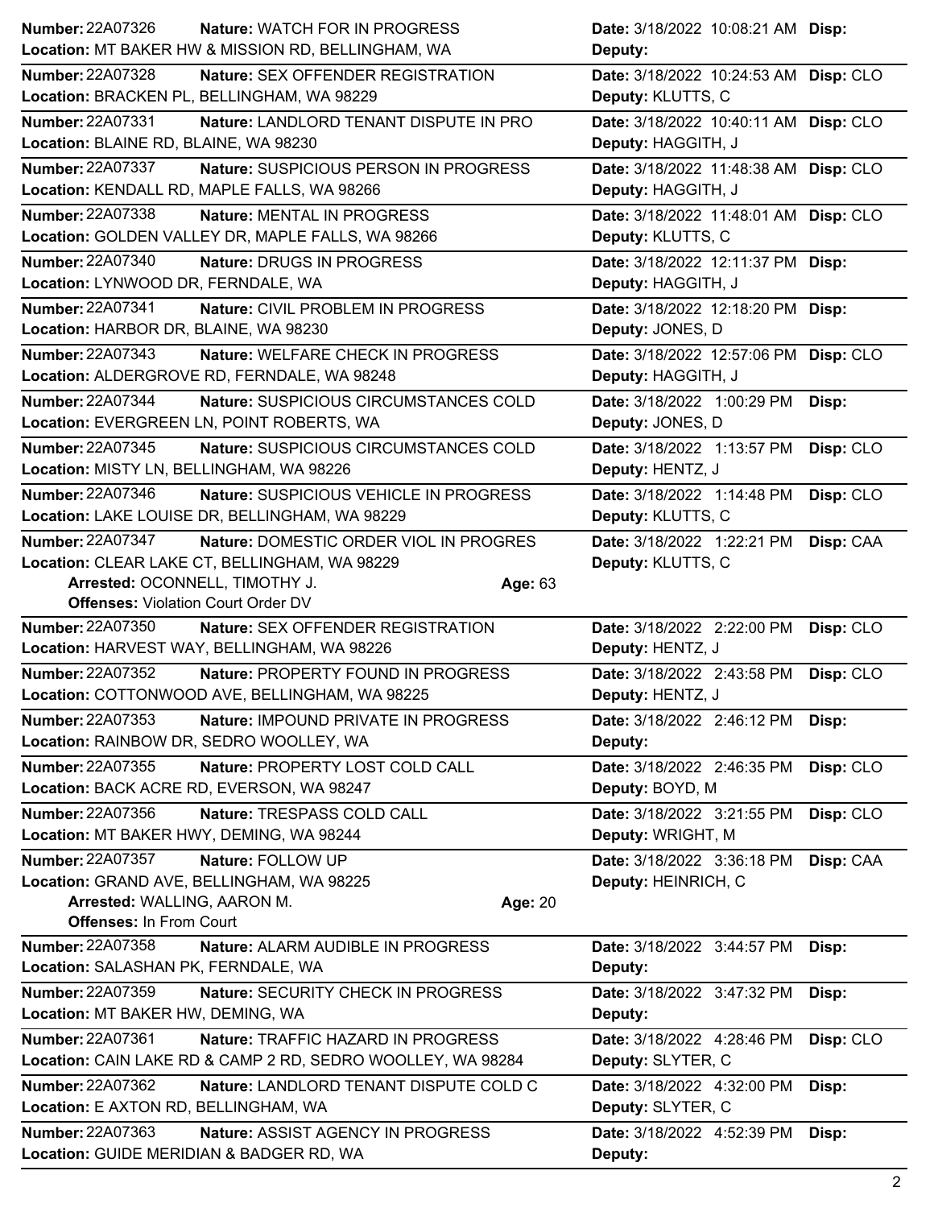**Number:** 22A07326 **Nature:** WATCH FOR IN PROGRESS **Date:** 3/18/2022 10:08:21 AM **Disp:**
**Location:** MT BAKER HW & MISSION RD, BELLINGHAM, WA **Deputy:**

---

**Number:** 22A07328 **Nature:** SEX OFFENDER REGISTRATION **Date:** 3/18/2022 10:24:53 AM **Disp:** CLO
**Location:** BRACKEN PL, BELLINGHAM, WA 98229 **Deputy:** KLUTTS, C

---

**Number:** 22A07331 **Nature:** LANDLORD TENANT DISPUTE IN PRO **Date:** 3/18/2022 10:40:11 AM **Disp:** CLO
**Location:** BLAINE RD, BLAINE, WA 98230 **Deputy:** HAGGITH, J

---

**Number:** 22A07337 **Nature:** SUSPICIOUS PERSON IN PROGRESS **Date:** 3/18/2022 11:48:38 AM **Disp:** CLO
**Location:** KENDALL RD, MAPLE FALLS, WA 98266 **Deputy:** HAGGITH, J

---

**Number:** 22A07338 **Nature:** MENTAL IN PROGRESS **Date:** 3/18/2022 11:48:01 AM **Disp:** CLO
**Location:** GOLDEN VALLEY DR, MAPLE FALLS, WA 98266 **Deputy:** KLUTTS, C

---

**Number:** 22A07340 **Nature:** DRUGS IN PROGRESS **Date:** 3/18/2022 12:11:37 PM **Disp:**
**Location:** LYNWOOD DR, FERNDALE, WA **Deputy:** HAGGITH, J

---

**Number:** 22A07341 **Nature:** CIVIL PROBLEM IN PROGRESS **Date:** 3/18/2022 12:18:20 PM **Disp:**
**Location:** HARBOR DR, BLAINE, WA 98230 **Deputy:** JONES, D

---

**Number:** 22A07343 **Nature:** WELFARE CHECK IN PROGRESS **Date:** 3/18/2022 12:57:06 PM **Disp:** CLO
**Location:** ALDERGROVE RD, FERNDALE, WA 98248 **Deputy:** HAGGITH, J

---

**Number:** 22A07344 **Nature:** SUSPICIOUS CIRCUMSTANCES COLD **Date:** 3/18/2022 1:00:29 PM **Disp:**
**Location:** EVERGREEN LN, POINT ROBERTS, WA **Deputy:** JONES, D

---

**Number:** 22A07345 **Nature:** SUSPICIOUS CIRCUMSTANCES COLD **Date:** 3/18/2022 1:13:57 PM **Disp:** CLO
**Location:** MISTY LN, BELLINGHAM, WA 98226 **Deputy:** HENTZ, J

---

**Number:** 22A07346 **Nature:** SUSPICIOUS VEHICLE IN PROGRESS **Date:** 3/18/2022 1:14:48 PM **Disp:** CLO
**Location:** LAKE LOUISE DR, BELLINGHAM, WA 98229 **Deputy:** KLUTTS, C

---

**Number:** 22A07347 **Nature:** DOMESTIC ORDER VIOL IN PROGRES **Date:** 3/18/2022 1:22:21 PM **Disp:** CAA
**Location:** CLEAR LAKE CT, BELLINGHAM, WA 98229 **Deputy:** KLUTTS, C
**Arrested:** OCONNELL, TIMOTHY J. **Age:** 63
**Offenses:** Violation Court Order DV

---

**Number:** 22A07350 **Nature:** SEX OFFENDER REGISTRATION **Date:** 3/18/2022 2:22:00 PM **Disp:** CLO
**Location:** HARVEST WAY, BELLINGHAM, WA 98226 **Deputy:** HENTZ, J

---

**Number:** 22A07352 **Nature:** PROPERTY FOUND IN PROGRESS **Date:** 3/18/2022 2:43:58 PM **Disp:** CLO
**Location:** COTTONWOOD AVE, BELLINGHAM, WA 98225 **Deputy:** HENTZ, J

---

**Number:** 22A07353 **Nature:** IMPOUND PRIVATE IN PROGRESS **Date:** 3/18/2022 2:46:12 PM **Disp:**
**Location:** RAINBOW DR, SEDRO WOOLLEY, WA **Deputy:**

---

**Number:** 22A07355 **Nature:** PROPERTY LOST COLD CALL **Date:** 3/18/2022 2:46:35 PM **Disp:** CLO
**Location:** BACK ACRE RD, EVERSON, WA 98247 **Deputy:** BOYD, M

---

**Number:** 22A07356 **Nature:** TRESPASS COLD CALL **Date:** 3/18/2022 3:21:55 PM **Disp:** CLO
**Location:** MT BAKER HWY, DEMING, WA 98244 **Deputy:** WRIGHT, M

---

**Number:** 22A07357 **Nature:** FOLLOW UP **Date:** 3/18/2022 3:36:18 PM **Disp:** CAA
**Location:** GRAND AVE, BELLINGHAM, WA 98225 **Deputy:** HEINRICH, C
**Arrested:** WALLING, AARON M. **Age:** 20
**Offenses:** In From Court

---

**Number:** 22A07358 **Nature:** ALARM AUDIBLE IN PROGRESS **Date:** 3/18/2022 3:44:57 PM **Disp:**
**Location:** SALASHAN PK, FERNDALE, WA **Deputy:**

---

**Number:** 22A07359 **Nature:** SECURITY CHECK IN PROGRESS **Date:** 3/18/2022 3:47:32 PM **Disp:**
**Location:** MT BAKER HW, DEMING, WA **Deputy:**

---

**Number:** 22A07361 **Nature:** TRAFFIC HAZARD IN PROGRESS **Date:** 3/18/2022 4:28:46 PM **Disp:** CLO
**Location:** CAIN LAKE RD & CAMP 2 RD, SEDRO WOOLLEY, WA 98284 **Deputy:** SLYTER, C

---

**Number:** 22A07362 **Nature:** LANDLORD TENANT DISPUTE COLD C **Date:** 3/18/2022 4:32:00 PM **Disp:**
**Location:** E AXTON RD, BELLINGHAM, WA **Deputy:** SLYTER, C

---

**Number:** 22A07363 **Nature:** ASSIST AGENCY IN PROGRESS **Date:** 3/18/2022 4:52:39 PM **Disp:**
**Location:** GUIDE MERIDIAN & BADGER RD, WA **Deputy:**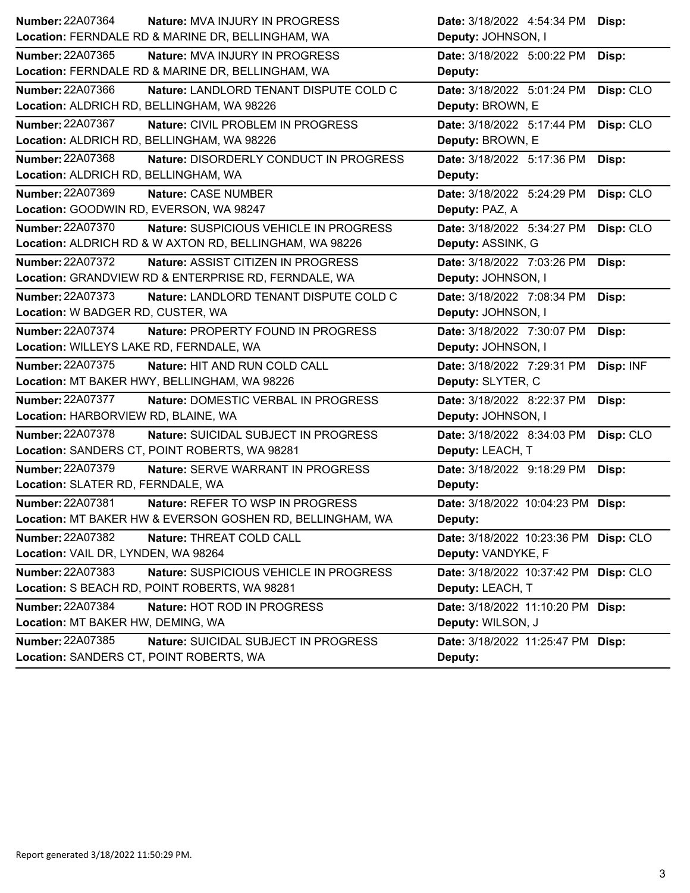**Number:** 22A07364 **Nature:** MVA INJURY IN PROGRESS **Date:** 3/18/2022 4:54:34 PM **Disp:**
**Location:** FERNDALE RD & MARINE DR, BELLINGHAM, WA **Deputy:** JOHNSON, I

**Number:** 22A07365 **Nature:** MVA INJURY IN PROGRESS **Date:** 3/18/2022 5:00:22 PM **Disp:**
**Location:** FERNDALE RD & MARINE DR, BELLINGHAM, WA **Deputy:**

**Number:** 22A07366 **Nature:** LANDLORD TENANT DISPUTE COLD C **Date:** 3/18/2022 5:01:24 PM **Disp:** CLO
**Location:** ALDRICH RD, BELLINGHAM, WA 98226 **Deputy:** BROWN, E

**Number:** 22A07367 **Nature:** CIVIL PROBLEM IN PROGRESS **Date:** 3/18/2022 5:17:44 PM **Disp:** CLO
**Location:** ALDRICH RD, BELLINGHAM, WA 98226 **Deputy:** BROWN, E

**Number:** 22A07368 **Nature:** DISORDERLY CONDUCT IN PROGRESS **Date:** 3/18/2022 5:17:36 PM **Disp:**
**Location:** ALDRICH RD, BELLINGHAM, WA **Deputy:**

**Number:** 22A07369 **Nature:** CASE NUMBER **Date:** 3/18/2022 5:24:29 PM **Disp:** CLO
**Location:** GOODWIN RD, EVERSON, WA 98247 **Deputy:** PAZ, A

**Number:** 22A07370 **Nature:** SUSPICIOUS VEHICLE IN PROGRESS **Date:** 3/18/2022 5:34:27 PM **Disp:** CLO
**Location:** ALDRICH RD & W AXTON RD, BELLINGHAM, WA 98226 **Deputy:** ASSINK, G

**Number:** 22A07372 **Nature:** ASSIST CITIZEN IN PROGRESS **Date:** 3/18/2022 7:03:26 PM **Disp:**
**Location:** GRANDVIEW RD & ENTERPRISE RD, FERNDALE, WA **Deputy:** JOHNSON, I

**Number:** 22A07373 **Nature:** LANDLORD TENANT DISPUTE COLD C **Date:** 3/18/2022 7:08:34 PM **Disp:**
**Location:** W BADGER RD, CUSTER, WA **Deputy:** JOHNSON, I

**Number:** 22A07374 **Nature:** PROPERTY FOUND IN PROGRESS **Date:** 3/18/2022 7:30:07 PM **Disp:**
**Location:** WILLEYS LAKE RD, FERNDALE, WA **Deputy:** JOHNSON, I

**Number:** 22A07375 **Nature:** HIT AND RUN COLD CALL **Date:** 3/18/2022 7:29:31 PM **Disp:** INF
**Location:** MT BAKER HWY, BELLINGHAM, WA 98226 **Deputy:** SLYTER, C

**Number:** 22A07377 **Nature:** DOMESTIC VERBAL IN PROGRESS **Date:** 3/18/2022 8:22:37 PM **Disp:**
**Location:** HARBORVIEW RD, BLAINE, WA **Deputy:** JOHNSON, I

**Number:** 22A07378 **Nature:** SUICIDAL SUBJECT IN PROGRESS **Date:** 3/18/2022 8:34:03 PM **Disp:** CLO
**Location:** SANDERS CT, POINT ROBERTS, WA 98281 **Deputy:** LEACH, T

**Number:** 22A07379 **Nature:** SERVE WARRANT IN PROGRESS **Date:** 3/18/2022 9:18:29 PM **Disp:**
**Location:** SLATER RD, FERNDALE, WA **Deputy:**

**Number:** 22A07381 **Nature:** REFER TO WSP IN PROGRESS **Date:** 3/18/2022 10:04:23 PM **Disp:**
**Location:** MT BAKER HW & EVERSON GOSHEN RD, BELLINGHAM, WA **Deputy:**

**Number:** 22A07382 **Nature:** THREAT COLD CALL **Date:** 3/18/2022 10:23:36 PM **Disp:** CLO
**Location:** VAIL DR, LYNDEN, WA 98264 **Deputy:** VANDYKE, F

**Number:** 22A07383 **Nature:** SUSPICIOUS VEHICLE IN PROGRESS **Date:** 3/18/2022 10:37:42 PM **Disp:** CLO
**Location:** S BEACH RD, POINT ROBERTS, WA 98281 **Deputy:** LEACH, T

**Number:** 22A07384 **Nature:** HOT ROD IN PROGRESS **Date:** 3/18/2022 11:10:20 PM **Disp:**
**Location:** MT BAKER HW, DEMING, WA **Deputy:** WILSON, J

**Number:** 22A07385 **Nature:** SUICIDAL SUBJECT IN PROGRESS **Date:** 3/18/2022 11:25:47 PM **Disp:**
**Location:** SANDERS CT, POINT ROBERTS, WA **Deputy:**

Report generated 3/18/2022 11:50:29 PM.